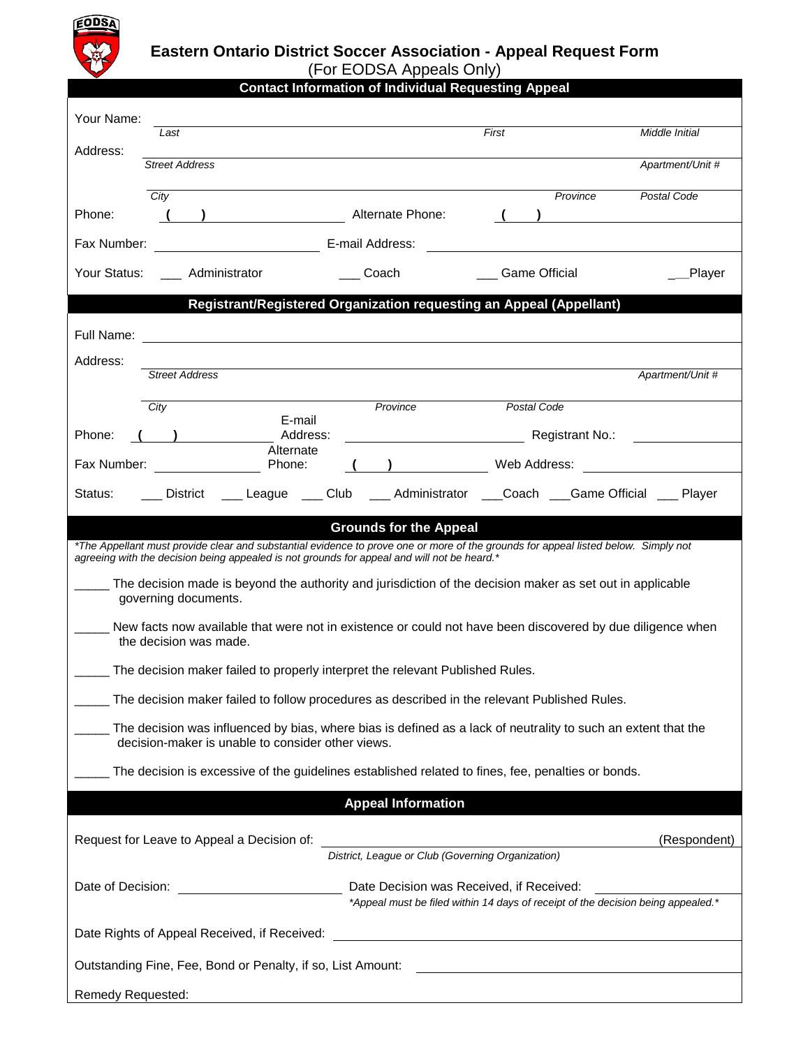EODSA

# Eastern Ontario District Soccer Association - Appeal Request Form

(For EODSA Appeals Only)

## Contact Information of Individual Requesting Appeal

Your Name: ________________________________________________

*Last* *First* *Middle Initial*

Address: ________________________________________________

*Street Address* *Apartment/Unit #*

________________________________________________

*City* *Province* *Postal Code*

Phone: ( ) ____________ Alternate Phone: ( ) ____________

Fax Number: ____________ E-mail Address: ____________

Your Status: ___ Administrator ___ Coach ___ Game Official ___Player

## Registrant/Registered Organization requesting an Appeal (Appellant)

Full Name: ________________________________________________

Address: ________________________________________________

*Street Address* *Apartment/Unit #*

________________________________________________

*City* *Province* *Postal Code*

Phone: ( ) ____________ E-mail Address: ____________ Registrant No.: ____________

Fax Number: ____________ Alternate Phone: ( ) ____________ Web Address: ____________

Status: ___ District ___ League ___ Club ___ Administrator ___Coach ___Game Official ___ Player

## Grounds for the Appeal

*\*The Appellant must provide clear and substantial evidence to prove one or more of the grounds for appeal listed below. Simply not agreeing with the decision being appealed is not grounds for appeal and will not be heard.\**

_____ The decision made is beyond the authority and jurisdiction of the decision maker as set out in applicable governing documents.

_____ New facts now available that were not in existence or could not have been discovered by due diligence when the decision was made.

_____ The decision maker failed to properly interpret the relevant Published Rules.

_____ The decision maker failed to follow procedures as described in the relevant Published Rules.

_____ The decision was influenced by bias, where bias is defined as a lack of neutrality to such an extent that the decision-maker is unable to consider other views.

_____ The decision is excessive of the guidelines established related to fines, fee, penalties or bonds.

## Appeal Information

Request for Leave to Appeal a Decision of: ________________________________ (Respondent)

*District, League or Club (Governing Organization)*

Date of Decision: ____________ Date Decision was Received, if Received: ____________

*\*Appeal must be filed within 14 days of receipt of the decision being appealed.\**

Date Rights of Appeal Received, if Received: ____________

Outstanding Fine, Fee, Bond or Penalty, if so, List Amount: ____________

Remedy Requested: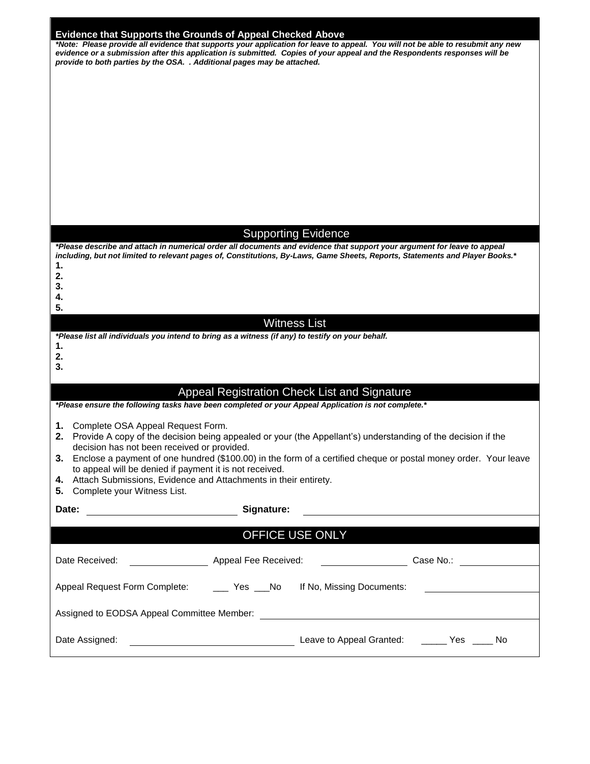## Evidence that Supports the Grounds of Appeal Checked Above

***Note: Please provide all evidence that supports your application for leave to appeal. You will not be able to resubmit any new evidence or a submission after this application is submitted. Copies of your appeal and the Respondents responses will be provide to both parties by the OSA. . Additional pages may be attached.***

## Supporting Evidence

***Please describe and attach in numerical order all documents and evidence that support your argument for leave to appeal including, but not limited to relevant pages of, Constitutions, By-Laws, Game Sheets, Reports, Statements and Player Books.***

**1.**
**2.**
**3.**
**4.**
**5.**

## Witness List

***Please list all individuals you intend to bring as a witness (if any) to testify on your behalf.***

**1.**
**2.**
**3.**

## Appeal Registration Check List and Signature

***Please ensure the following tasks have been completed or your Appeal Application is not complete.***

1. Complete OSA Appeal Request Form.
2. Provide A copy of the decision being appealed or your (the Appellant's) understanding of the decision if the decision has not been received or provided.
3. Enclose a payment of one hundred ($100.00) in the form of a certified cheque or postal money order. Your leave to appeal will be denied if payment it is not received.
4. Attach Submissions, Evidence and Attachments in their entirety.
5. Complete your Witness List.

**Date:** ______________________ **Signature:** ______________________

## OFFICE USE ONLY

Date Received: ______________ Appeal Fee Received: ______________ Case No.: ______________

Appeal Request Form Complete: ___ Yes ___No If No, Missing Documents: ______________

Assigned to EODSA Appeal Committee Member: ______________________

Date Assigned: ______________________ Leave to Appeal Granted: _____ Yes ____ No